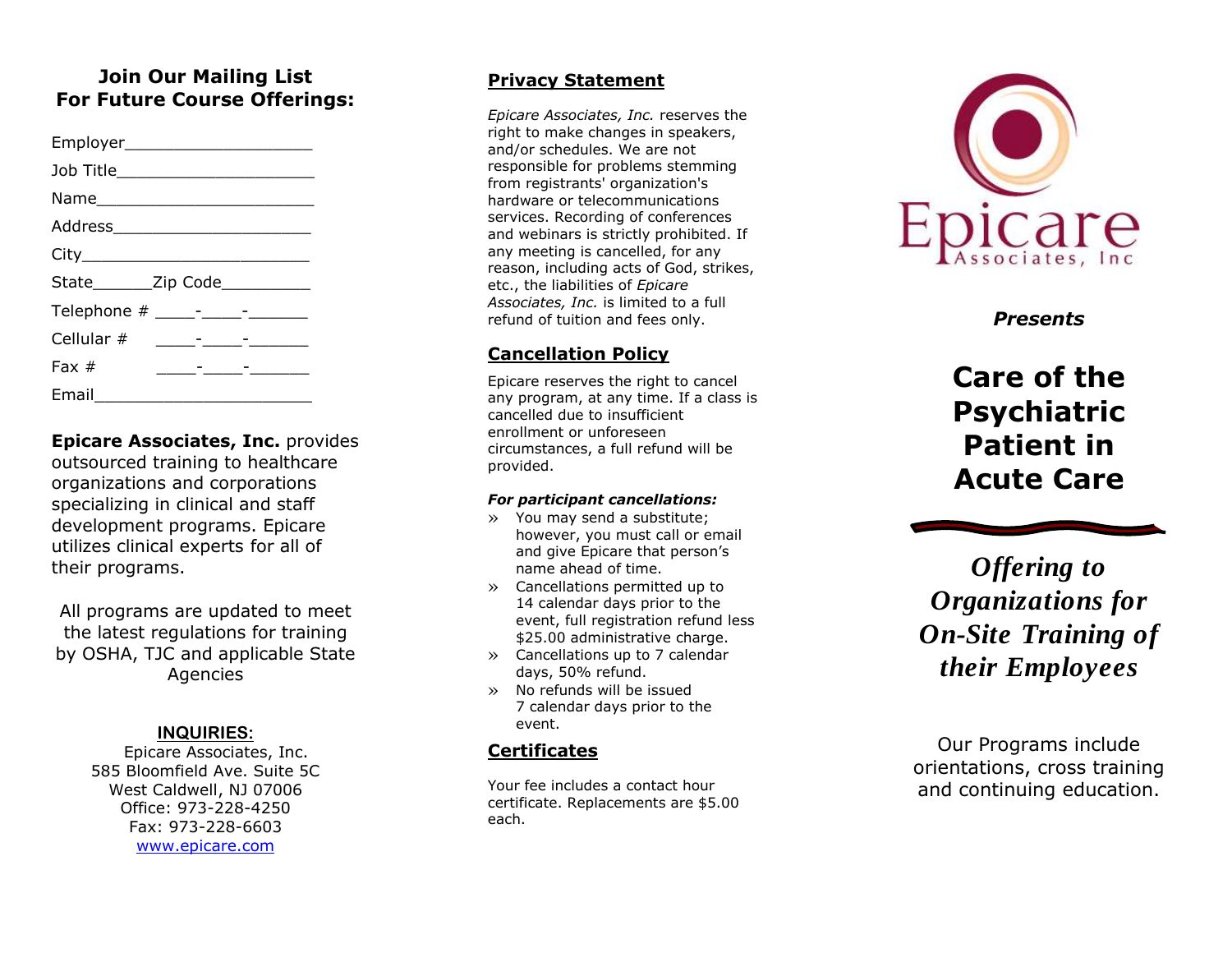## Join Our Mailing List For Future Course Offerings:

Employer___________________

Job Title____________________

Name______________________

Address_____________________

City________________________

State______Zip Code_________

Telephone # ____-____-______

Cellular # ____-____-______

Fax # ____-____-______

Email______________________

**Epicare Associates, Inc.** provides outsourced training to healthcare organizations and corporations specializing in clinical and staff development programs. Epicare utilizes clinical experts for all of their programs.

All programs are updated to meet the latest regulations for training by OSHA, TJC and applicable State Agencies

**INQUIRIES:**

Epicare Associates, Inc.
585 Bloomfield Ave. Suite 5C
West Caldwell, NJ 07006
Office: 973-228-4250
Fax: 973-228-6603
www.epicare.com

## Privacy Statement

*Epicare Associates, Inc.* reserves the right to make changes in speakers, and/or schedules. We are not responsible for problems stemming from registrants' organization's hardware or telecommunications services. Recording of conferences and webinars is strictly prohibited. If any meeting is cancelled, for any reason, including acts of God, strikes, etc., the liabilities of *Epicare Associates, Inc.* is limited to a full refund of tuition and fees only.

## Cancellation Policy

Epicare reserves the right to cancel any program, at any time. If a class is cancelled due to insufficient enrollment or unforeseen circumstances, a full refund will be provided.

***For participant cancellations:***

- You may send a substitute; however, you must call or email and give Epicare that person's name ahead of time.
- Cancellations permitted up to 14 calendar days prior to the event, full registration refund less $25.00 administrative charge.
- Cancellations up to 7 calendar days, 50% refund.
- No refunds will be issued 7 calendar days prior to the event.

## Certificates

Your fee includes a contact hour certificate. Replacements are $5.00 each.

Epicare Associates, Inc

***Presents***

# Care of the Psychiatric Patient in Acute Care

***Offering to Organizations for On-Site Training of their Employees***

Our Programs include orientations, cross training and continuing education.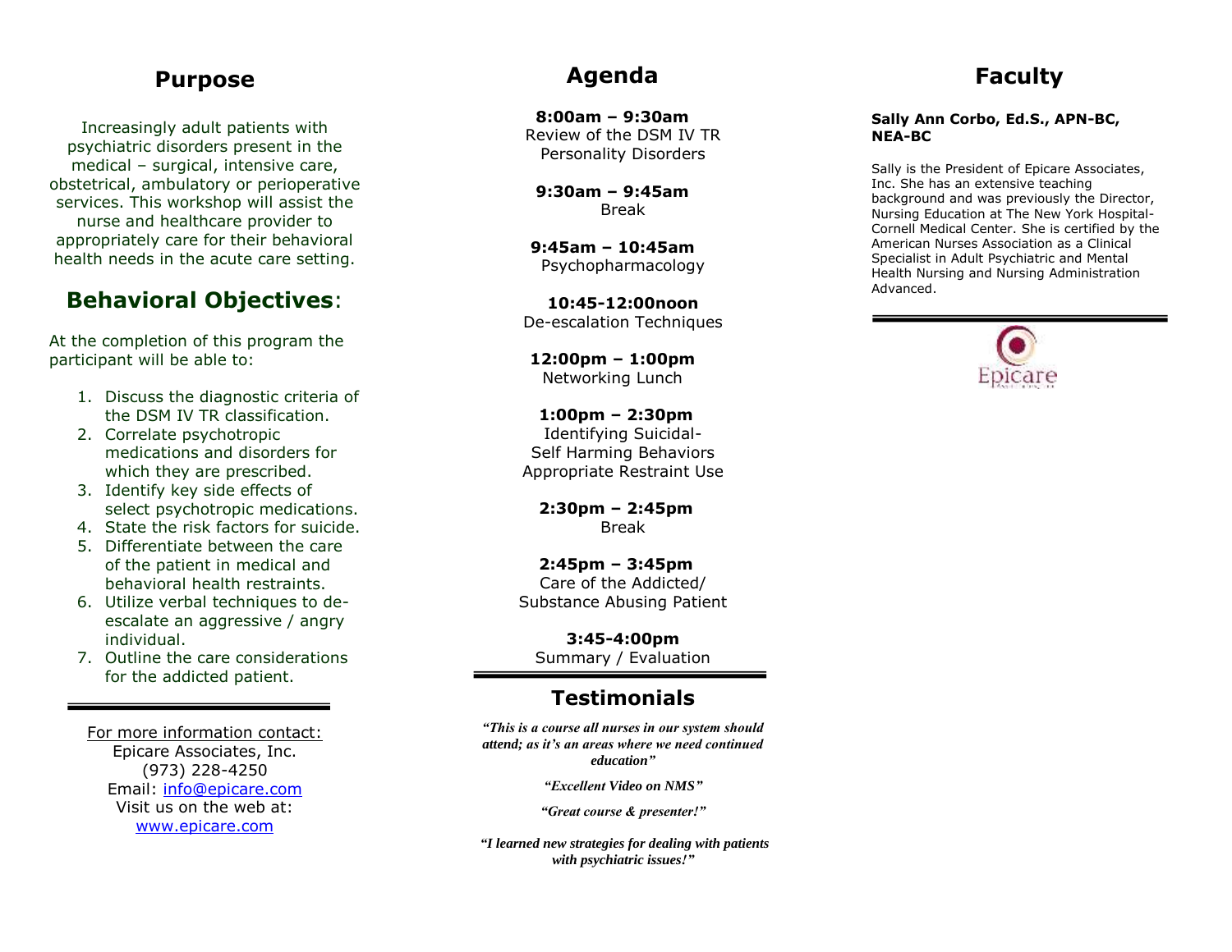## Purpose

Increasingly adult patients with psychiatric disorders present in the medical – surgical, intensive care, obstetrical, ambulatory or perioperative services. This workshop will assist the nurse and healthcare provider to appropriately care for their behavioral health needs in the acute care setting.

## Behavioral Objectives:

At the completion of this program the participant will be able to:

1. Discuss the diagnostic criteria of the DSM IV TR classification.
2. Correlate psychotropic medications and disorders for which they are prescribed.
3. Identify key side effects of select psychotropic medications.
4. State the risk factors for suicide.
5. Differentiate between the care of the patient in medical and behavioral health restraints.
6. Utilize verbal techniques to de-escalate an aggressive / angry individual.
7. Outline the care considerations for the addicted patient.

For more information contact:
Epicare Associates, Inc.
(973) 228-4250
Email: info@epicare.com
Visit us on the web at:
www.epicare.com

## Agenda

**8:00am – 9:30am**
Review of the DSM IV TR Personality Disorders

**9:30am – 9:45am**
Break

**9:45am – 10:45am**
Psychopharmacology

**10:45-12:00noon**
De-escalation Techniques

**12:00pm – 1:00pm**
Networking Lunch

**1:00pm – 2:30pm**
Identifying Suicidal-Self Harming Behaviors
Appropriate Restraint Use

**2:30pm – 2:45pm**
Break

**2:45pm – 3:45pm**
Care of the Addicted/ Substance Abusing Patient

**3:45-4:00pm**
Summary / Evaluation

## Testimonials

***"This is a course all nurses in our system should attend; as it's an areas where we need continued education"***

***"Excellent Video on NMS"***

***"Great course & presenter!"***

***"I learned new strategies for dealing with patients with psychiatric issues!"***

## Faculty

**Sally Ann Corbo, Ed.S., APN-BC, NEA-BC**

Sally is the President of Epicare Associates, Inc. She has an extensive teaching background and was previously the Director, Nursing Education at The New York Hospital-Cornell Medical Center. She is certified by the American Nurses Association as a Clinical Specialist in Adult Psychiatric and Mental Health Nursing and Nursing Administration Advanced.

Epicare